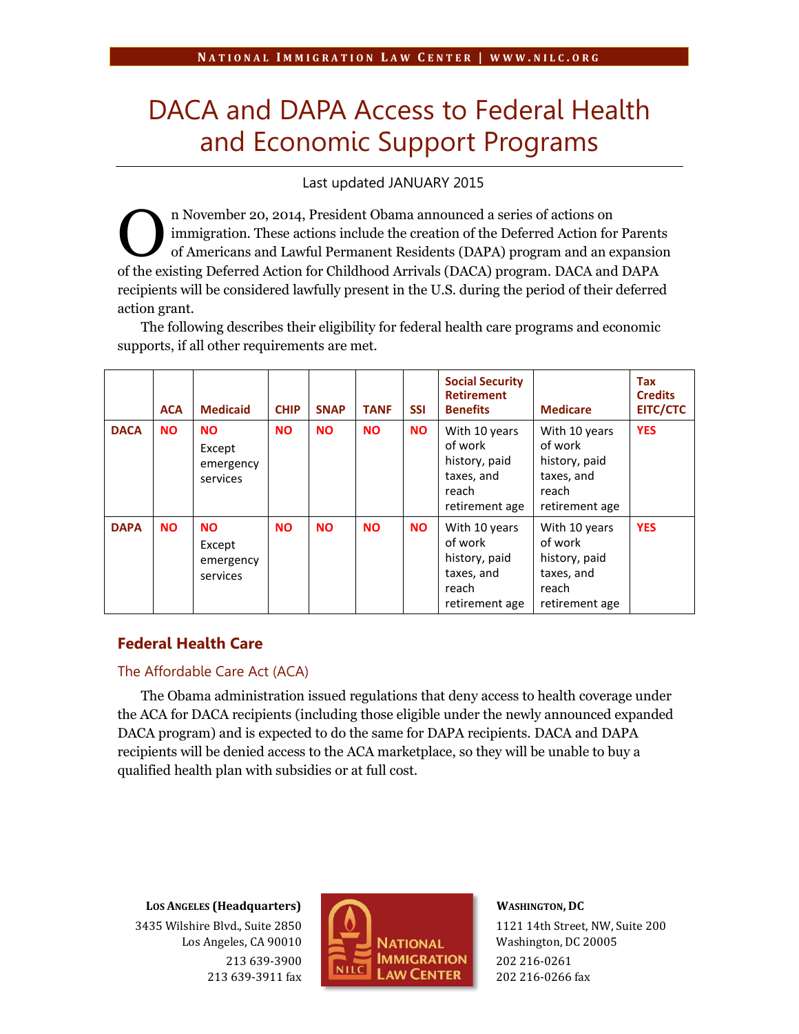# DACA and DAPA Access to Federal Health and Economic Support Programs

Last updated JANUARY 2015

On November 20, 2014, President Obama announced a series of actions on immigration. These actions include the creation of the Deferred Action for Parents of Americans and Lawful Permanent Residents (DAPA) program and an expansion of the existing Deferred Action for Childhood Arrivals (DACA) program. DACA and DAPA recipients will be considered lawfully present in the U.S. during the period of their deferred action grant.

The following describes their eligibility for federal health care programs and economic supports, if all other requirements are met.

| | ACA | Medicaid | CHIP | SNAP | TANF | SSI | Social Security Retirement Benefits | Medicare | Tax Credits EITC/CTC |
|---|---|---|---|---|---|---|---|---|---|
| **DACA** | **NO** | **NO** Except emergency services | **NO** | **NO** | **NO** | **NO** | With 10 years of work history, paid taxes, and reach retirement age | With 10 years of work history, paid taxes, and reach retirement age | **YES** |
| **DAPA** | **NO** | **NO** Except emergency services | **NO** | **NO** | **NO** | **NO** | With 10 years of work history, paid taxes, and reach retirement age | With 10 years of work history, paid taxes, and reach retirement age | **YES** |

## Federal Health Care

### The Affordable Care Act (ACA)

The Obama administration issued regulations that deny access to health coverage under the ACA for DACA recipients (including those eligible under the newly announced expanded DACA program) and is expected to do the same for DAPA recipients. DACA and DAPA recipients will be denied access to the ACA marketplace, so they will be unable to buy a qualified health plan with subsidies or at full cost.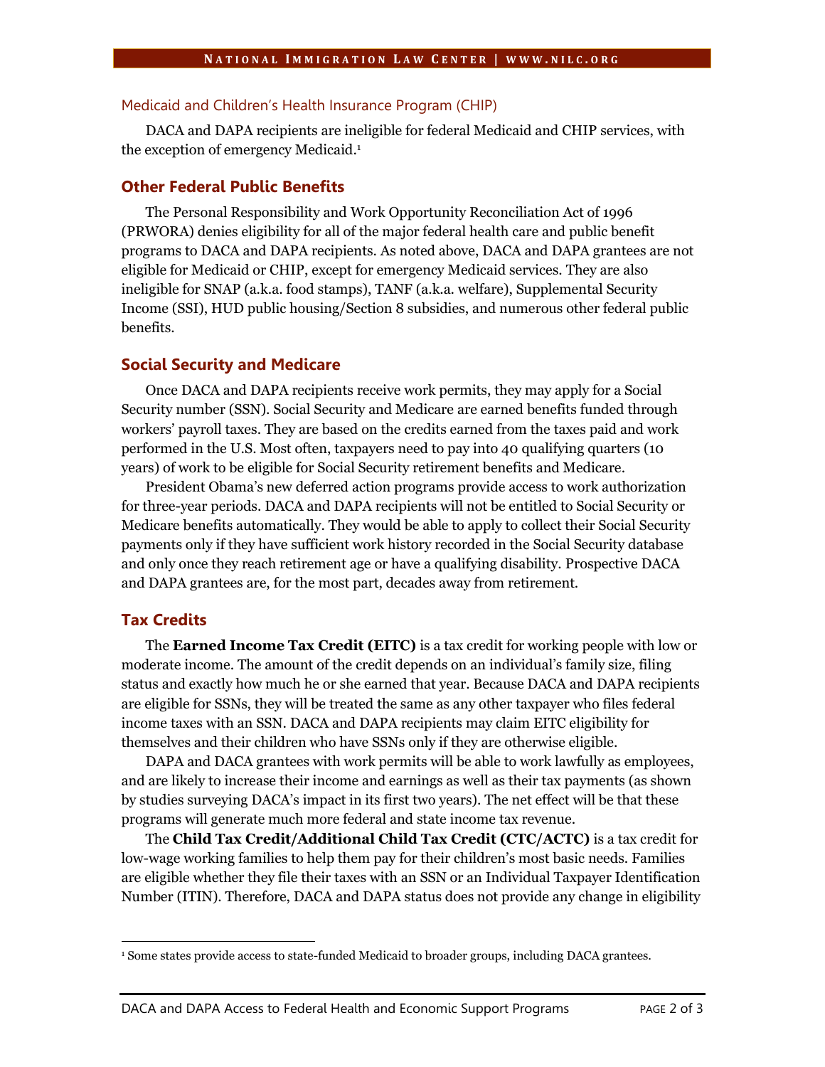### Medicaid and Children's Health Insurance Program (CHIP)

DACA and DAPA recipients are ineligible for federal Medicaid and CHIP services, with the exception of emergency Medicaid.[1]

## Other Federal Public Benefits

The Personal Responsibility and Work Opportunity Reconciliation Act of 1996 (PRWORA) denies eligibility for all of the major federal health care and public benefit programs to DACA and DAPA recipients. As noted above, DACA and DAPA grantees are not eligible for Medicaid or CHIP, except for emergency Medicaid services. They are also ineligible for SNAP (a.k.a. food stamps), TANF (a.k.a. welfare), Supplemental Security Income (SSI), HUD public housing/Section 8 subsidies, and numerous other federal public benefits.

## Social Security and Medicare

Once DACA and DAPA recipients receive work permits, they may apply for a Social Security number (SSN). Social Security and Medicare are earned benefits funded through workers' payroll taxes. They are based on the credits earned from the taxes paid and work performed in the U.S. Most often, taxpayers need to pay into 40 qualifying quarters (10 years) of work to be eligible for Social Security retirement benefits and Medicare.

President Obama's new deferred action programs provide access to work authorization for three-year periods. DACA and DAPA recipients will not be entitled to Social Security or Medicare benefits automatically. They would be able to apply to collect their Social Security payments only if they have sufficient work history recorded in the Social Security database and only once they reach retirement age or have a qualifying disability. Prospective DACA and DAPA grantees are, for the most part, decades away from retirement.

## Tax Credits

The **Earned Income Tax Credit (EITC)** is a tax credit for working people with low or moderate income. The amount of the credit depends on an individual's family size, filing status and exactly how much he or she earned that year. Because DACA and DAPA recipients are eligible for SSNs, they will be treated the same as any other taxpayer who files federal income taxes with an SSN. DACA and DAPA recipients may claim EITC eligibility for themselves and their children who have SSNs only if they are otherwise eligible.

DAPA and DACA grantees with work permits will be able to work lawfully as employees, and are likely to increase their income and earnings as well as their tax payments (as shown by studies surveying DACA's impact in its first two years). The net effect will be that these programs will generate much more federal and state income tax revenue.

The **Child Tax Credit/Additional Child Tax Credit (CTC/ACTC)** is a tax credit for low-wage working families to help them pay for their children's most basic needs. Families are eligible whether they file their taxes with an SSN or an Individual Taxpayer Identification Number (ITIN). Therefore, DACA and DAPA status does not provide any change in eligibility

[1] Some states provide access to state-funded Medicaid to broader groups, including DACA grantees.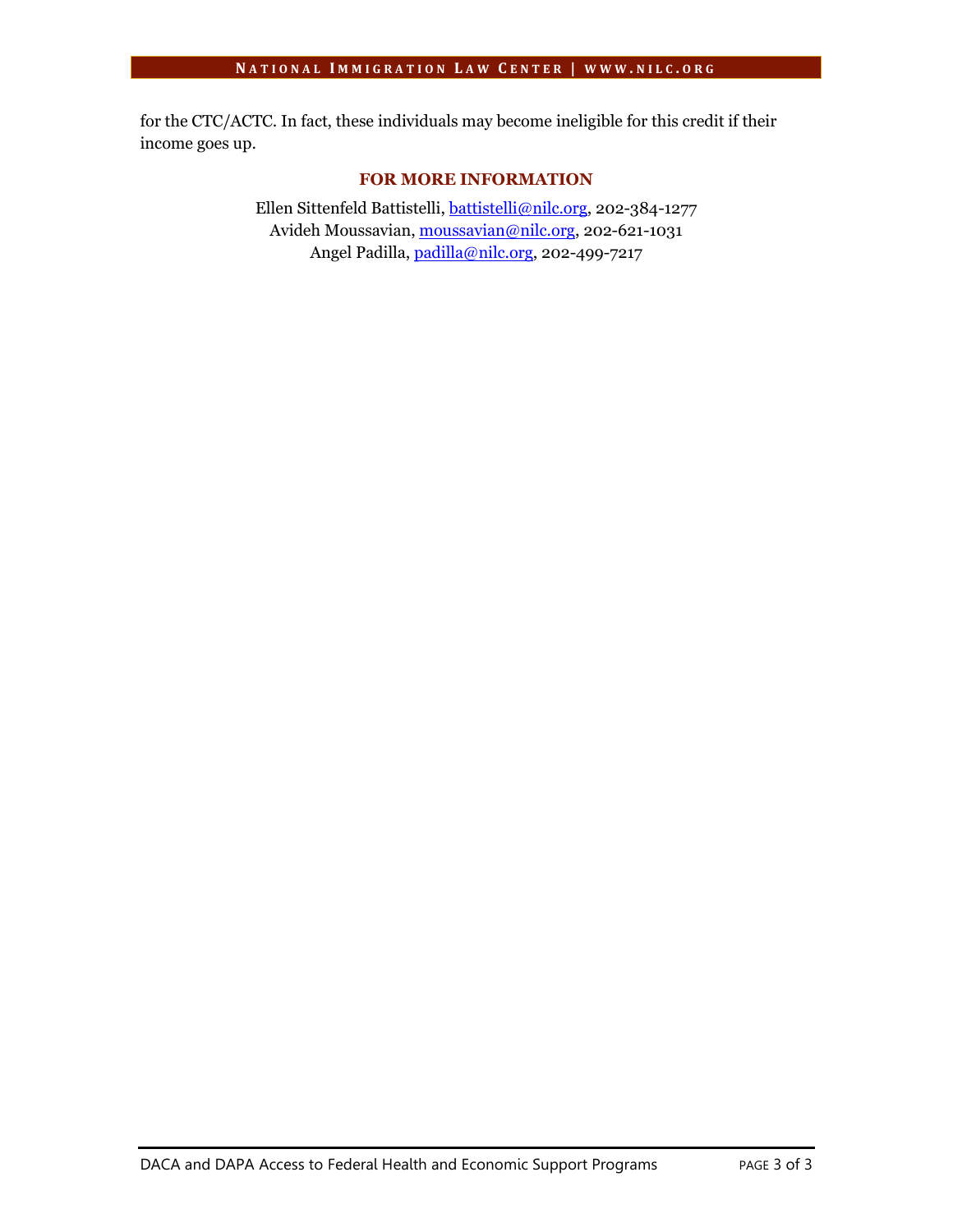for the CTC/ACTC. In fact, these individuals may become ineligible for this credit if their income goes up.

## FOR MORE INFORMATION

Ellen Sittenfeld Battistelli, battistelli@nilc.org, 202-384-1277
Avideh Moussavian, moussavian@nilc.org, 202-621-1031
Angel Padilla, padilla@nilc.org, 202-499-7217